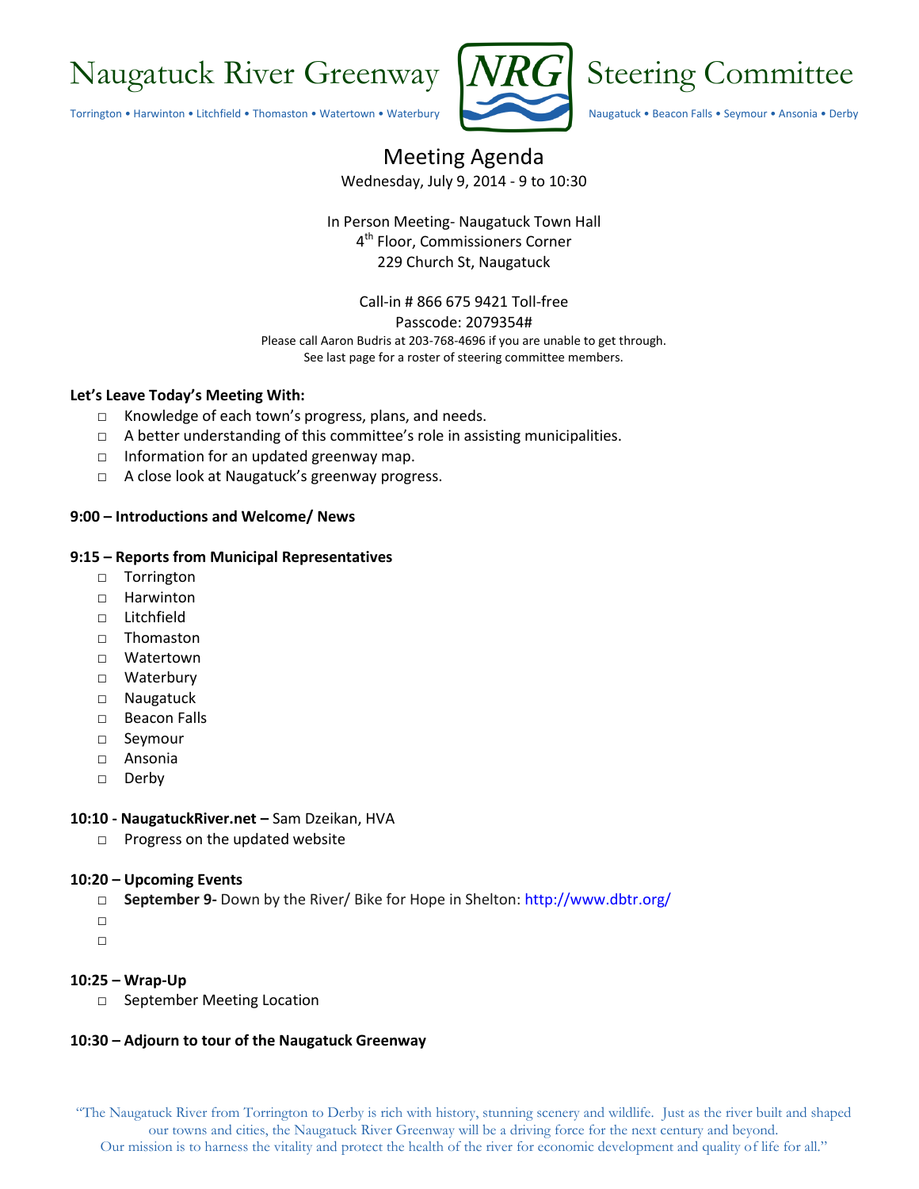# Naugatuck River Greenway NRG Steering Committee

Torrington • Harwinton • Litchfield • Thomaston • Watertown • Waterbury • Naugatuck • Beacon Falls • Seymour • Ansonia • Derby

## Meeting Agenda

Wednesday, July 9, 2014 - 9 to 10:30

In Person Meeting- Naugatuck Town Hall
4th Floor, Commissioners Corner
229 Church St, Naugatuck

Call-in # 866 675 9421 Toll-free
Passcode: 2079354#
Please call Aaron Budris at 203-768-4696 if you are unable to get through.
See last page for a roster of steering committee members.

**Let's Leave Today's Meeting With:**

- Knowledge of each town's progress, plans, and needs.
- A better understanding of this committee's role in assisting municipalities.
- Information for an updated greenway map.
- A close look at Naugatuck's greenway progress.

**9:00 – Introductions and Welcome/ News**

**9:15 – Reports from Municipal Representatives**

- Torrington
- Harwinton
- Litchfield
- Thomaston
- Watertown
- Waterbury
- Naugatuck
- Beacon Falls
- Seymour
- Ansonia
- Derby

**10:10 - NaugatuckRiver.net –** Sam Dzeikan, HVA

- Progress on the updated website

**10:20 – Upcoming Events**

- **September 9-** Down by the River/ Bike for Hope in Shelton: http://www.dbtr.org/
- 
- 

**10:25 – Wrap-Up**

- September Meeting Location

**10:30 – Adjourn to tour of the Naugatuck Greenway**

"The Naugatuck River from Torrington to Derby is rich with history, stunning scenery and wildlife. Just as the river built and shaped our towns and cities, the Naugatuck River Greenway will be a driving force for the next century and beyond. Our mission is to harness the vitality and protect the health of the river for economic development and quality of life for all."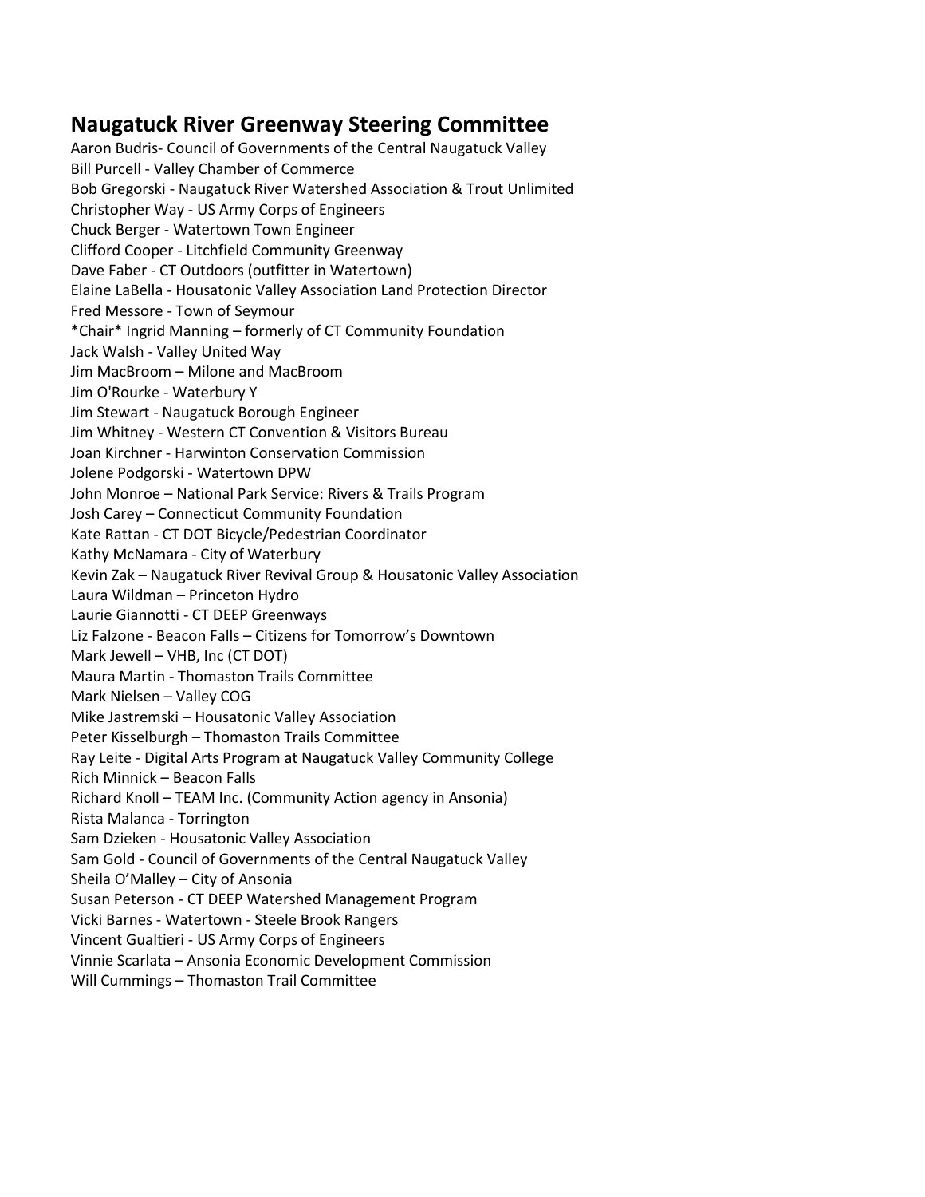## Naugatuck River Greenway Steering Committee

Aaron Budris- Council of Governments of the Central Naugatuck Valley
Bill Purcell - Valley Chamber of Commerce
Bob Gregorski - Naugatuck River Watershed Association & Trout Unlimited
Christopher Way - US Army Corps of Engineers
Chuck Berger - Watertown Town Engineer
Clifford Cooper - Litchfield Community Greenway
Dave Faber - CT Outdoors (outfitter in Watertown)
Elaine LaBella - Housatonic Valley Association Land Protection Director
Fred Messore - Town of Seymour
*Chair* Ingrid Manning – formerly of CT Community Foundation
Jack Walsh - Valley United Way
Jim MacBroom – Milone and MacBroom
Jim O'Rourke - Waterbury Y
Jim Stewart - Naugatuck Borough Engineer
Jim Whitney - Western CT Convention & Visitors Bureau
Joan Kirchner - Harwinton Conservation Commission
Jolene Podgorski - Watertown DPW
John Monroe – National Park Service: Rivers & Trails Program
Josh Carey – Connecticut Community Foundation
Kate Rattan - CT DOT Bicycle/Pedestrian Coordinator
Kathy McNamara - City of Waterbury
Kevin Zak – Naugatuck River Revival Group & Housatonic Valley Association
Laura Wildman – Princeton Hydro
Laurie Giannotti - CT DEEP Greenways
Liz Falzone - Beacon Falls – Citizens for Tomorrow's Downtown
Mark Jewell – VHB, Inc (CT DOT)
Maura Martin - Thomaston Trails Committee
Mark Nielsen – Valley COG
Mike Jastremski – Housatonic Valley Association
Peter Kisselburgh – Thomaston Trails Committee
Ray Leite - Digital Arts Program at Naugatuck Valley Community College
Rich Minnick – Beacon Falls
Richard Knoll – TEAM Inc. (Community Action agency in Ansonia)
Rista Malanca - Torrington
Sam Dzieken - Housatonic Valley Association
Sam Gold - Council of Governments of the Central Naugatuck Valley
Sheila O'Malley – City of Ansonia
Susan Peterson - CT DEEP Watershed Management Program
Vicki Barnes - Watertown - Steele Brook Rangers
Vincent Gualtieri - US Army Corps of Engineers
Vinnie Scarlata – Ansonia Economic Development Commission
Will Cummings – Thomaston Trail Committee